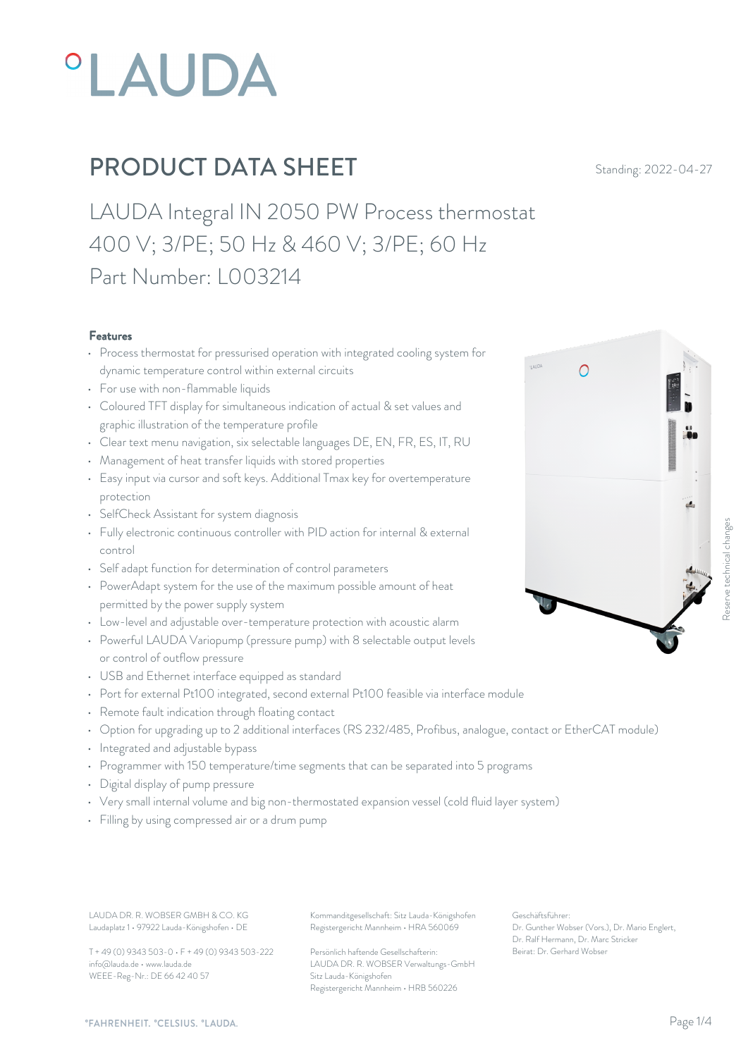# PRODUCT DATA SHEET

Standing: 2022-04-27

## LAUDA Integral IN 2050 PW Process thermostat 400 V; 3/PE; 50 Hz & 460 V; 3/PE; 60 Hz Part Number: L003214

### Features

- Process thermostat for pressurised operation with integrated cooling system for dynamic temperature control within external circuits
- For use with non-flammable liquids
- Coloured TFT display for simultaneous indication of actual & set values and graphic illustration of the temperature profile
- Clear text menu navigation, six selectable languages DE, EN, FR, ES, IT, RU
- Management of heat transfer liquids with stored properties
- Easy input via cursor and soft keys. Additional Tmax key for overtemperature protection
- SelfCheck Assistant for system diagnosis
- Fully electronic continuous controller with PID action for internal & external control
- Self adapt function for determination of control parameters
- PowerAdapt system for the use of the maximum possible amount of heat permitted by the power supply system
- Low-level and adjustable over-temperature protection with acoustic alarm
- Powerful LAUDA Variopump (pressure pump) with 8 selectable output levels or control of outflow pressure
- USB and Ethernet interface equipped as standard
- Port for external Pt100 integrated, second external Pt100 feasible via interface module
- Remote fault indication through floating contact
- Option for upgrading up to 2 additional interfaces (RS 232/485, Profibus, analogue, contact or EtherCAT module)
- Integrated and adjustable bypass
- Programmer with 150 temperature/time segments that can be separated into 5 programs
- Digital display of pump pressure
- Very small internal volume and big non-thermostated expansion vessel (cold fluid layer system)
- Filling by using compressed air or a drum pump

Reserve technical changes

LAUDA DR. R. WOBSER GMBH & CO. KG
Laudaplatz 1 • 97922 Lauda-Königshofen • DE

T + 49 (0) 9343 503-0 • F + 49 (0) 9343 503-222
info@lauda.de • www.lauda.de
WEEE-Reg-Nr.: DE 66 42 40 57

Kommanditgesellschaft: Sitz Lauda-Königshofen
Registergericht Mannheim • HRA 560069

Persönlich haftende Gesellschafterin:
LAUDA DR. R. WOBSER Verwaltungs-GmbH
Sitz Lauda-Königshofen
Registergericht Mannheim • HRB 560226

Geschäftsführer:
Dr. Gunther Wobser (Vors.), Dr. Mario Englert, Dr. Ralf Hermann, Dr. Marc Stricker
Beirat: Dr. Gerhard Wobser

°FAHRENHEIT. °CELSIUS. °LAUDA.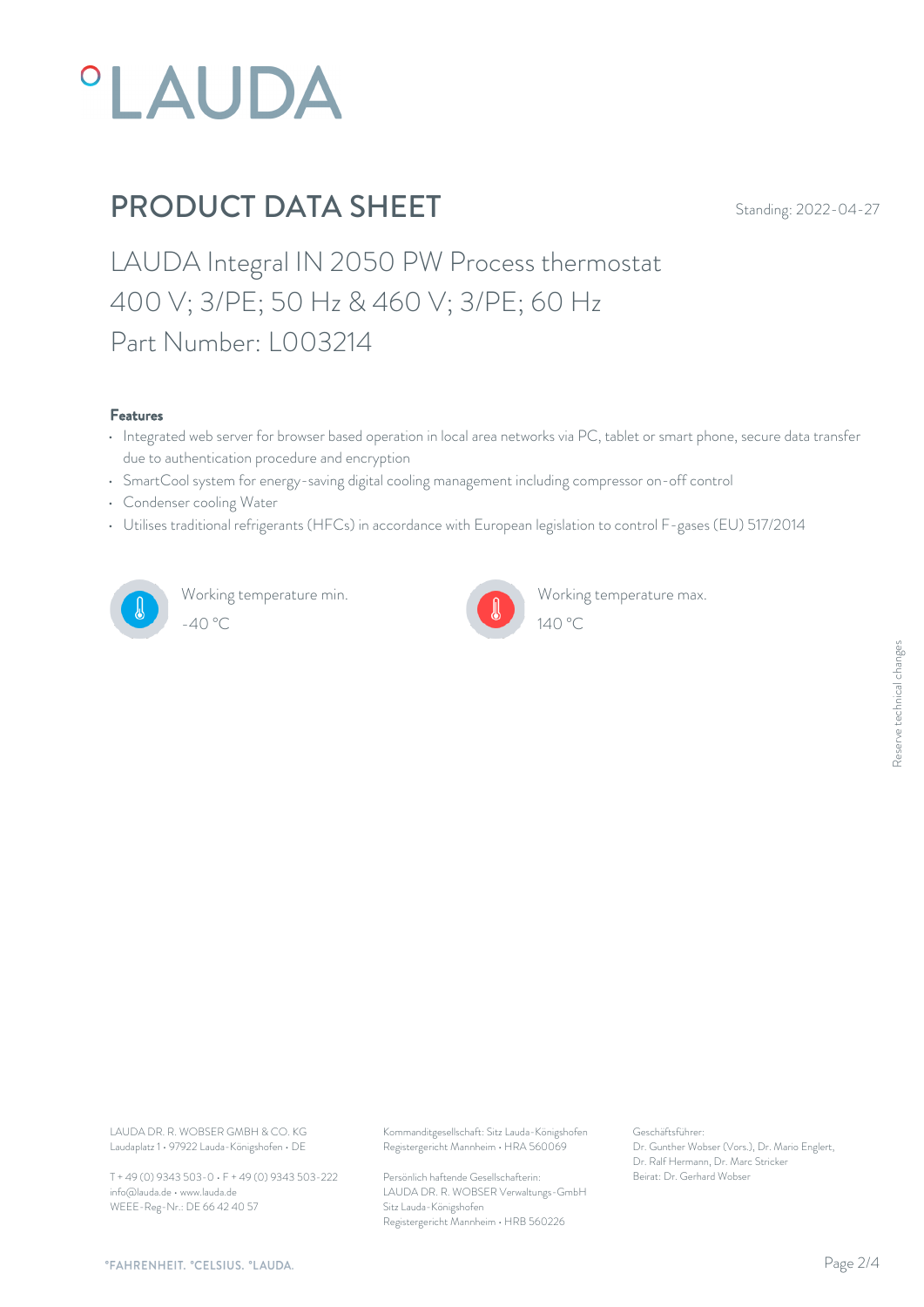# PRODUCT DATA SHEET

Standing: 2022-04-27

## LAUDA Integral IN 2050 PW Process thermostat 400 V; 3/PE; 50 Hz & 460 V; 3/PE; 60 Hz Part Number: L003214

### Features

- Integrated web server for browser based operation in local area networks via PC, tablet or smart phone, secure data transfer due to authentication procedure and encryption
- SmartCool system for energy-saving digital cooling management including compressor on-off control
- Condenser cooling Water
- Utilises traditional refrigerants (HFCs) in accordance with European legislation to control F-gases (EU) 517/2014

Working temperature min.
-40 °C

Working temperature max.
140 °C

Reserve technical changes

LAUDA DR. R. WOBSER GMBH & CO. KG
Laudaplatz 1 • 97922 Lauda-Königshofen • DE

T + 49 (0) 9343 503-0 • F + 49 (0) 9343 503-222
info@lauda.de • www.lauda.de
WEEE-Reg-Nr.: DE 66 42 40 57

Kommanditgesellschaft: Sitz Lauda-Königshofen
Registergericht Mannheim • HRA 560069

Persönlich haftende Gesellschafterin:
LAUDA DR. R. WOBSER Verwaltungs-GmbH
Sitz Lauda-Königshofen
Registergericht Mannheim • HRB 560226

Geschäftsführer:
Dr. Gunther Wobser (Vors.), Dr. Mario Englert, Dr. Ralf Hermann, Dr. Marc Stricker
Beirat: Dr. Gerhard Wobser

°FAHRENHEIT. °CELSIUS. °LAUDA.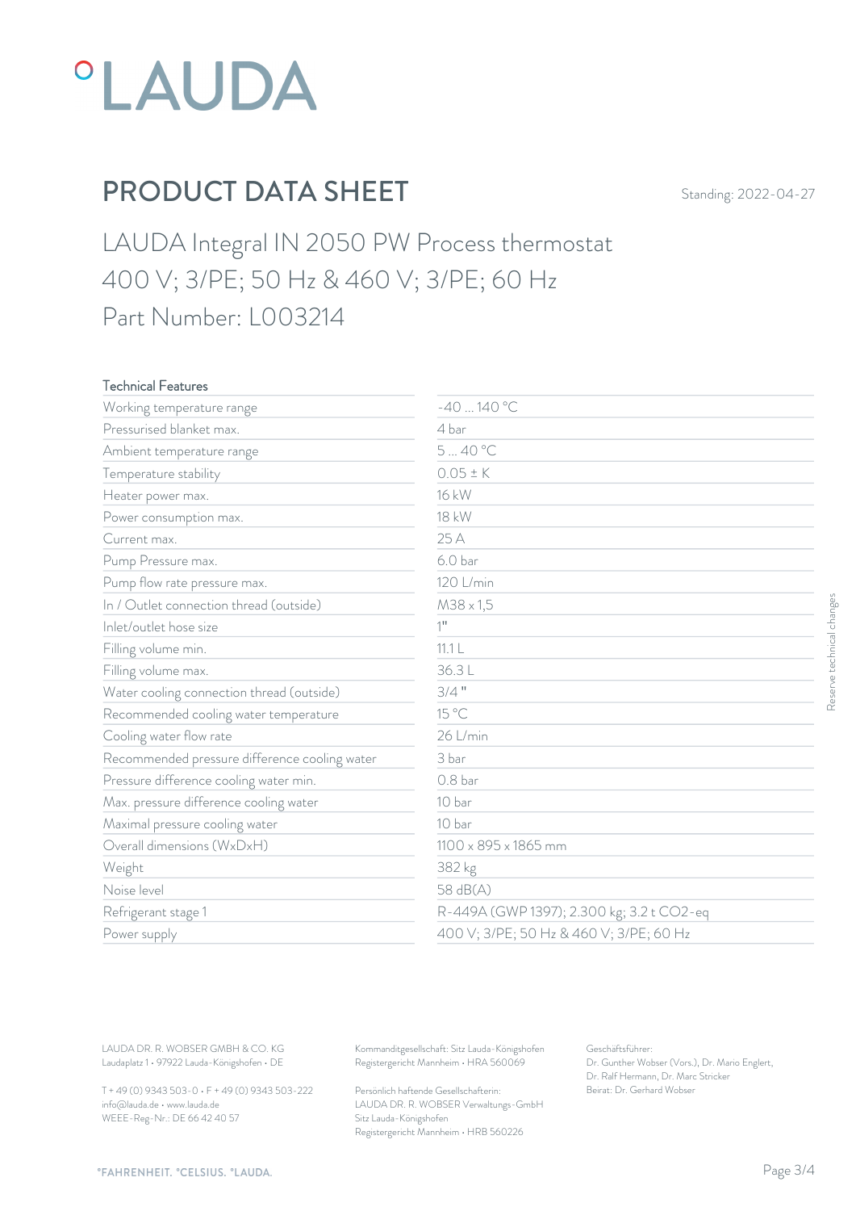# °LAUDA

## PRODUCT DATA SHEET

Standing: 2022-04-27

LAUDA Integral IN 2050 PW Process thermostat
400 V; 3/PE; 50 Hz & 460 V; 3/PE; 60 Hz
Part Number: L003214

| Technical Features | |
|---|---|
| Working temperature range | -40 ... 140 °C |
| Pressurised blanket max. | 4 bar |
| Ambient temperature range | 5 ... 40 °C |
| Temperature stability | 0.05 ± K |
| Heater power max. | 16 kW |
| Power consumption max. | 18 kW |
| Current max. | 25 A |
| Pump Pressure max. | 6.0 bar |
| Pump flow rate pressure max. | 120 L/min |
| In / Outlet connection thread (outside) | M38 x 1,5 |
| Inlet/outlet hose size | 1" |
| Filling volume min. | 11.1 L |
| Filling volume max. | 36.3 L |
| Water cooling connection thread (outside) | 3/4 " |
| Recommended cooling water temperature | 15 °C |
| Cooling water flow rate | 26 L/min |
| Recommended pressure difference cooling water | 3 bar |
| Pressure difference cooling water min. | 0.8 bar |
| Max. pressure difference cooling water | 10 bar |
| Maximal pressure cooling water | 10 bar |
| Overall dimensions (WxDxH) | 1100 x 895 x 1865 mm |
| Weight | 382 kg |
| Noise level | 58 dB(A) |
| Refrigerant stage 1 | R-449A (GWP 1397); 2.300 kg; 3.2 t $CO_2$-eq |
| Power supply | 400 V; 3/PE; 50 Hz & 460 V; 3/PE; 60 Hz |

Reserve technical changes

LAUDA DR. R. WOBSER GMBH & CO. KG
Laudaplatz 1 • 97922 Lauda-Königshofen • DE

T + 49 (0) 9343 503-0 • F + 49 (0) 9343 503-222
info@lauda.de • www.lauda.de
WEEE-Reg-Nr.: DE 66 42 40 57

Kommanditgesellschaft: Sitz Lauda-Königshofen
Registergericht Mannheim • HRA 560069

Persönlich haftende Gesellschafterin:
LAUDA DR. R. WOBSER Verwaltungs-GmbH
Sitz Lauda-Königshofen
Registergericht Mannheim • HRB 560226

Geschäftsführer:
Dr. Gunther Wobser (Vors.), Dr. Mario Englert, Dr. Ralf Hermann, Dr. Marc Stricker
Beirat: Dr. Gerhard Wobser

°FAHRENHEIT. °CELSIUS. °LAUDA.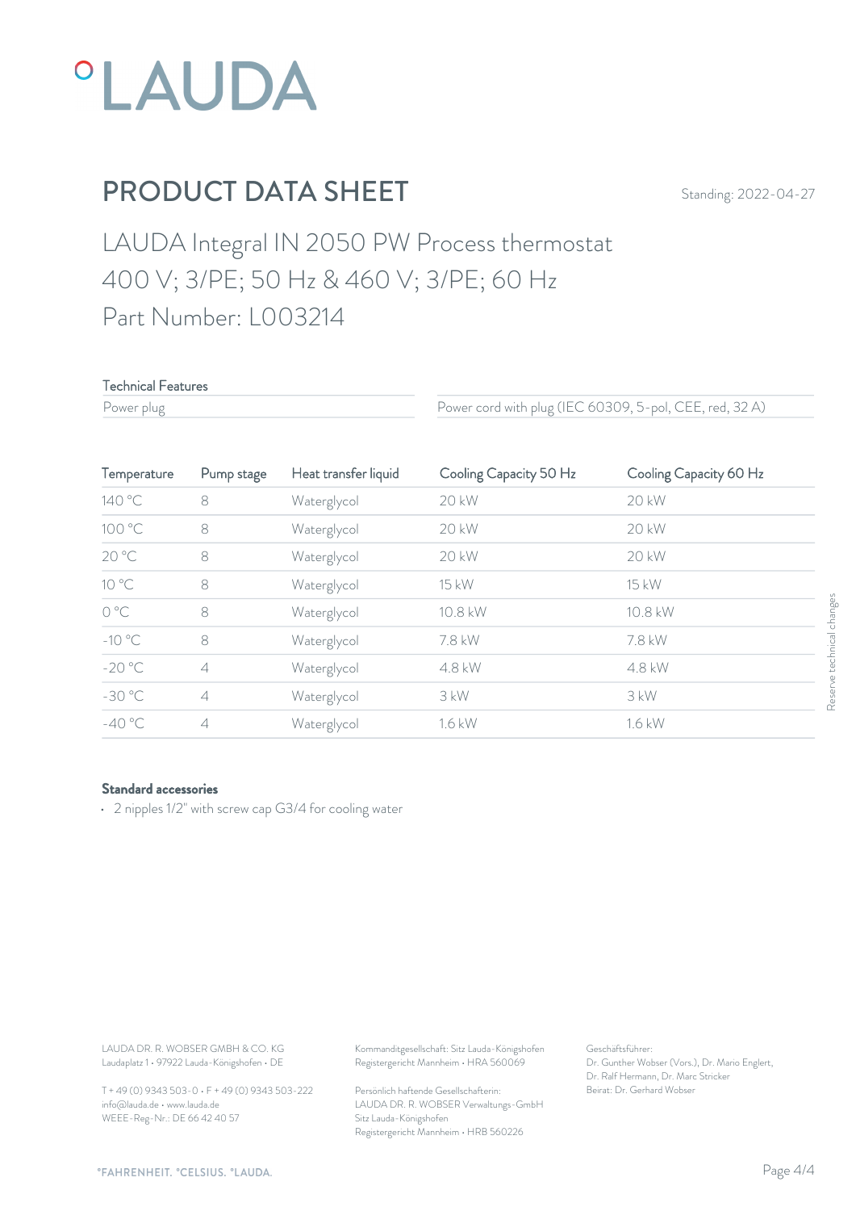# PRODUCT DATA SHEET

Standing: 2022-04-27

## LAUDA Integral IN 2050 PW Process thermostat 400 V; 3/PE; 50 Hz & 460 V; 3/PE; 60 Hz Part Number: L003214

| Technical Features | |
| --- | --- |
| Power plug | Power cord with plug (IEC 60309, 5-pol, CEE, red, 32 A) |

| Temperature | Pump stage | Heat transfer liquid | Cooling Capacity 50 Hz | Cooling Capacity 60 Hz |
| --- | --- | --- | --- | --- |
| 140 °C | 8 | Waterglycol | 20 kW | 20 kW |
| 100 °C | 8 | Waterglycol | 20 kW | 20 kW |
| 20 °C | 8 | Waterglycol | 20 kW | 20 kW |
| 10 °C | 8 | Waterglycol | 15 kW | 15 kW |
| 0 °C | 8 | Waterglycol | 10.8 kW | 10.8 kW |
| -10 °C | 8 | Waterglycol | 7.8 kW | 7.8 kW |
| -20 °C | 4 | Waterglycol | 4.8 kW | 4.8 kW |
| -30 °C | 4 | Waterglycol | 3 kW | 3 kW |
| -40 °C | 4 | Waterglycol | 1.6 kW | 1.6 kW |

**Standard accessories**

- 2 nipples 1/2" with screw cap G3/4 for cooling water

LAUDA DR. R. WOBSER GMBH & CO. KG
Laudaplatz 1 • 97922 Lauda-Königshofen • DE

T + 49 (0) 9343 503-0 • F + 49 (0) 9343 503-222
info@lauda.de • www.lauda.de
WEEE-Reg-Nr.: DE 66 42 40 57

Kommanditgesellschaft: Sitz Lauda-Königshofen
Registergericht Mannheim • HRA 560069

Persönlich haftende Gesellschafterin:
LAUDA DR. R. WOBSER Verwaltungs-GmbH
Sitz Lauda-Königshofen
Registergericht Mannheim • HRB 560226

Geschäftsführer:
Dr. Gunther Wobser (Vors.), Dr. Mario Englert, Dr. Ralf Hermann, Dr. Marc Stricker
Beirat: Dr. Gerhard Wobser